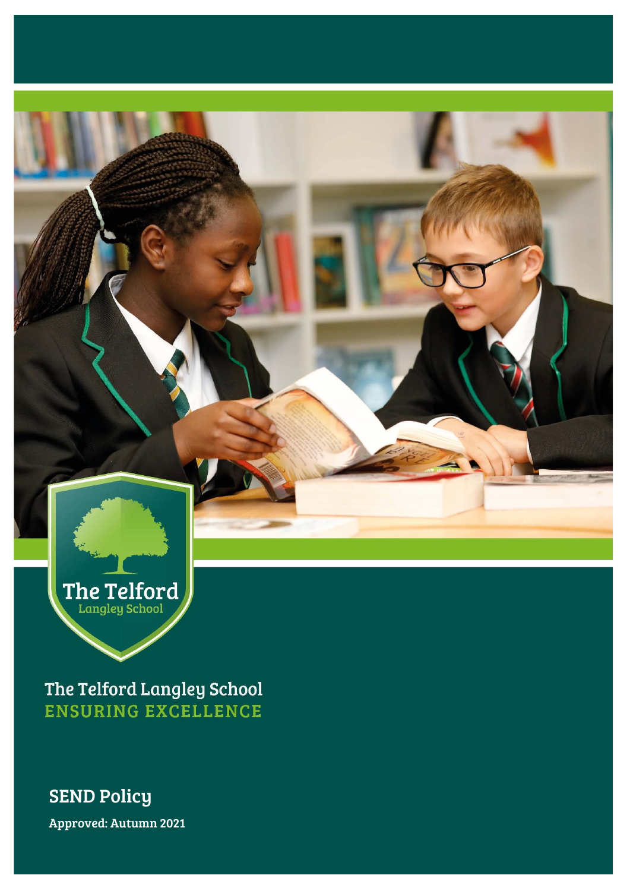The Telford
Langley School

The Telford Langley School
ENSURING EXCELLENCE

# SEND Policy

**Approved: Autumn 2021**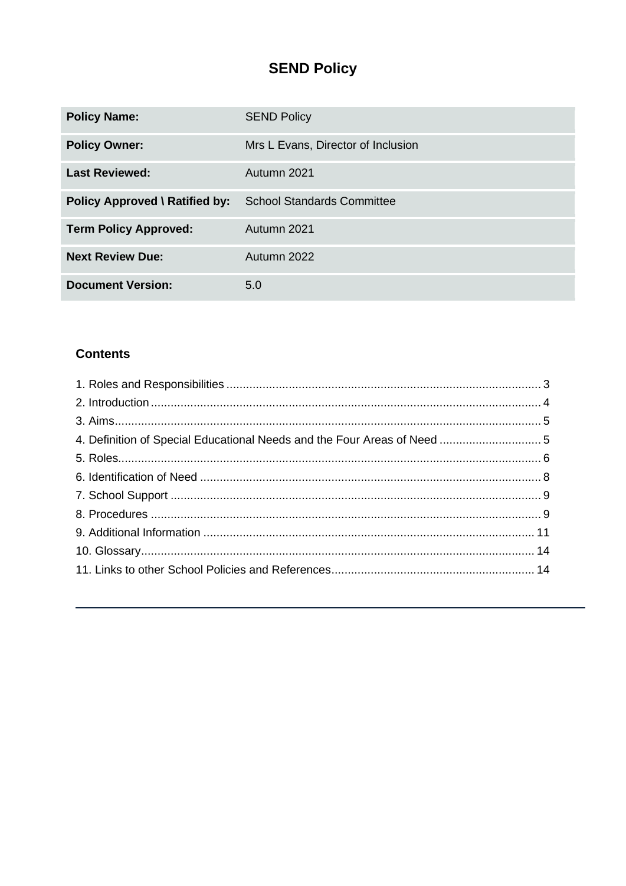# SEND Policy

| Policy Name: | SEND Policy |
|---|---|
| **Policy Owner:** | Mrs L Evans, Director of Inclusion |
| **Last Reviewed:** | Autumn 2021 |
| **Policy Approved \ Ratified by:** | School Standards Committee |
| **Term Policy Approved:** | Autumn 2021 |
| **Next Review Due:** | Autumn 2022 |
| **Document Version:** | 5.0 |

## Contents

1. Roles and Responsibilities ............ 3
2. Introduction ............ 4
3. Aims ............ 5
4. Definition of Special Educational Needs and the Four Areas of Need ............ 5
5. Roles ............ 6
6. Identification of Need ............ 8
7. School Support ............ 9
8. Procedures ............ 9
9. Additional Information ............ 11
10. Glossary ............ 14
11. Links to other School Policies and References ............ 14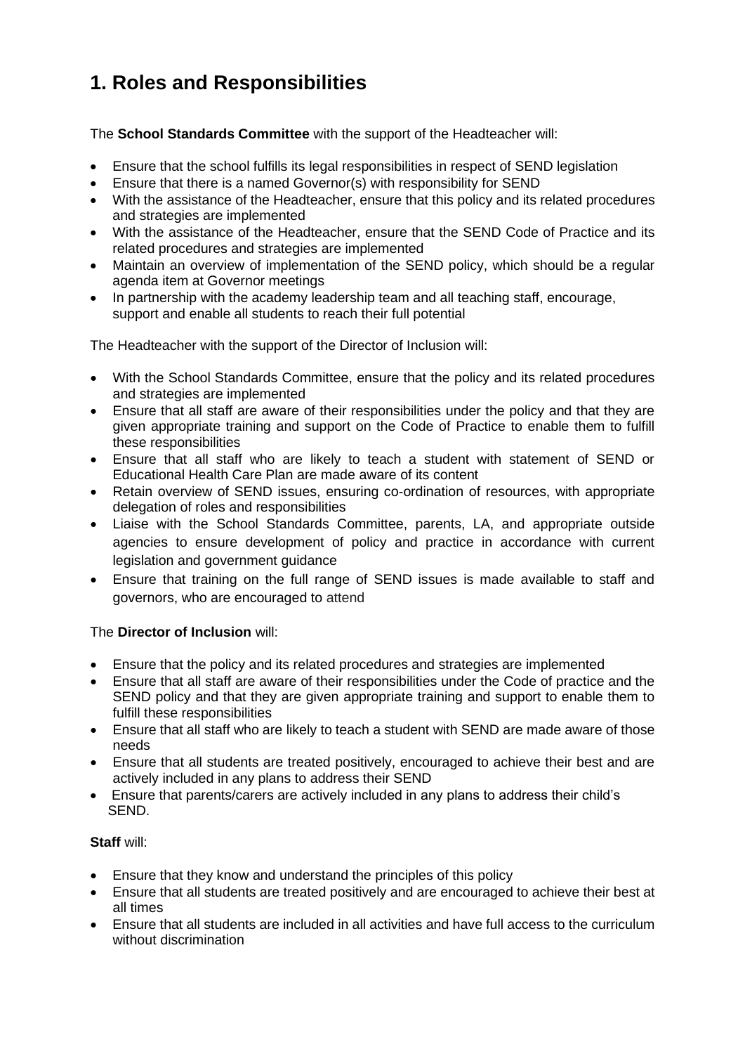# 1. Roles and Responsibilities

The **School Standards Committee** with the support of the Headteacher will:

- Ensure that the school fulfills its legal responsibilities in respect of SEND legislation
- Ensure that there is a named Governor(s) with responsibility for SEND
- With the assistance of the Headteacher, ensure that this policy and its related procedures and strategies are implemented
- With the assistance of the Headteacher, ensure that the SEND Code of Practice and its related procedures and strategies are implemented
- Maintain an overview of implementation of the SEND policy, which should be a regular agenda item at Governor meetings
- In partnership with the academy leadership team and all teaching staff, encourage, support and enable all students to reach their full potential

The Headteacher with the support of the Director of Inclusion will:

- With the School Standards Committee, ensure that the policy and its related procedures and strategies are implemented
- Ensure that all staff are aware of their responsibilities under the policy and that they are given appropriate training and support on the Code of Practice to enable them to fulfill these responsibilities
- Ensure that all staff who are likely to teach a student with statement of SEND or Educational Health Care Plan are made aware of its content
- Retain overview of SEND issues, ensuring co-ordination of resources, with appropriate delegation of roles and responsibilities
- Liaise with the School Standards Committee, parents, LA, and appropriate outside agencies to ensure development of policy and practice in accordance with current legislation and government guidance
- Ensure that training on the full range of SEND issues is made available to staff and governors, who are encouraged to attend

The **Director of Inclusion** will:

- Ensure that the policy and its related procedures and strategies are implemented
- Ensure that all staff are aware of their responsibilities under the Code of practice and the SEND policy and that they are given appropriate training and support to enable them to fulfill these responsibilities
- Ensure that all staff who are likely to teach a student with SEND are made aware of those needs
- Ensure that all students are treated positively, encouraged to achieve their best and are actively included in any plans to address their SEND
- Ensure that parents/carers are actively included in any plans to address their child's SEND.

**Staff** will:

- Ensure that they know and understand the principles of this policy
- Ensure that all students are treated positively and are encouraged to achieve their best at all times
- Ensure that all students are included in all activities and have full access to the curriculum without discrimination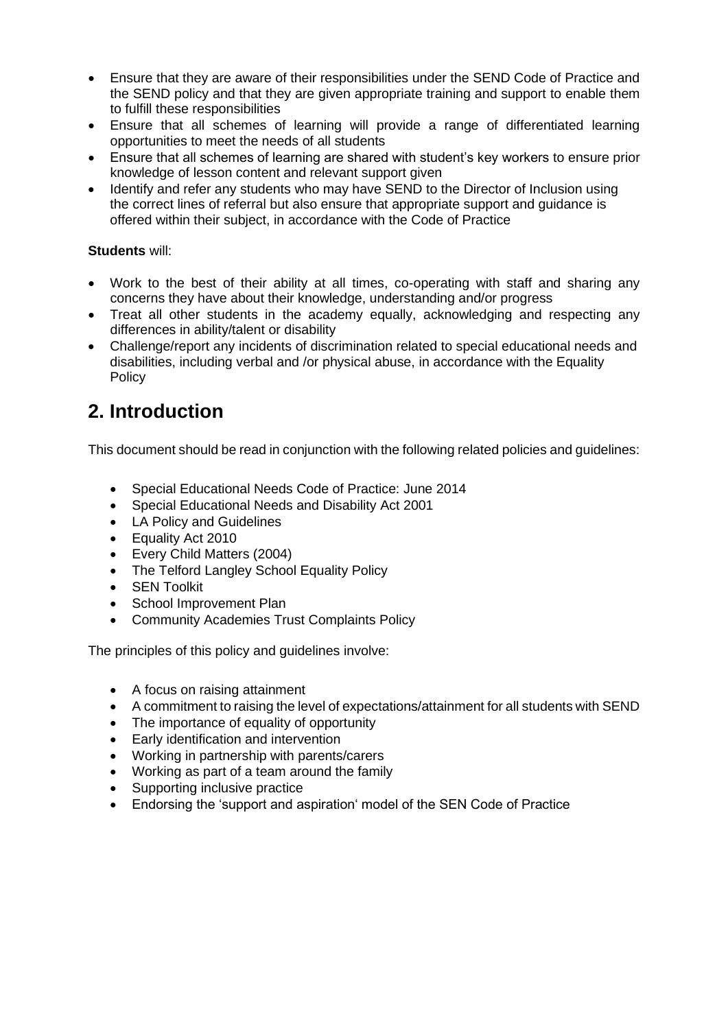- Ensure that they are aware of their responsibilities under the SEND Code of Practice and the SEND policy and that they are given appropriate training and support to enable them to fulfill these responsibilities
- Ensure that all schemes of learning will provide a range of differentiated learning opportunities to meet the needs of all students
- Ensure that all schemes of learning are shared with student's key workers to ensure prior knowledge of lesson content and relevant support given
- Identify and refer any students who may have SEND to the Director of Inclusion using the correct lines of referral but also ensure that appropriate support and guidance is offered within their subject, in accordance with the Code of Practice

**Students** will:

- Work to the best of their ability at all times, co-operating with staff and sharing any concerns they have about their knowledge, understanding and/or progress
- Treat all other students in the academy equally, acknowledging and respecting any differences in ability/talent or disability
- Challenge/report any incidents of discrimination related to special educational needs and disabilities, including verbal and /or physical abuse, in accordance with the Equality Policy

## 2. Introduction

This document should be read in conjunction with the following related policies and guidelines:

- Special Educational Needs Code of Practice: June 2014
- Special Educational Needs and Disability Act 2001
- LA Policy and Guidelines
- Equality Act 2010
- Every Child Matters (2004)
- The Telford Langley School Equality Policy
- SEN Toolkit
- School Improvement Plan
- Community Academies Trust Complaints Policy

The principles of this policy and guidelines involve:

- A focus on raising attainment
- A commitment to raising the level of expectations/attainment for all students with SEND
- The importance of equality of opportunity
- Early identification and intervention
- Working in partnership with parents/carers
- Working as part of a team around the family
- Supporting inclusive practice
- Endorsing the 'support and aspiration' model of the SEN Code of Practice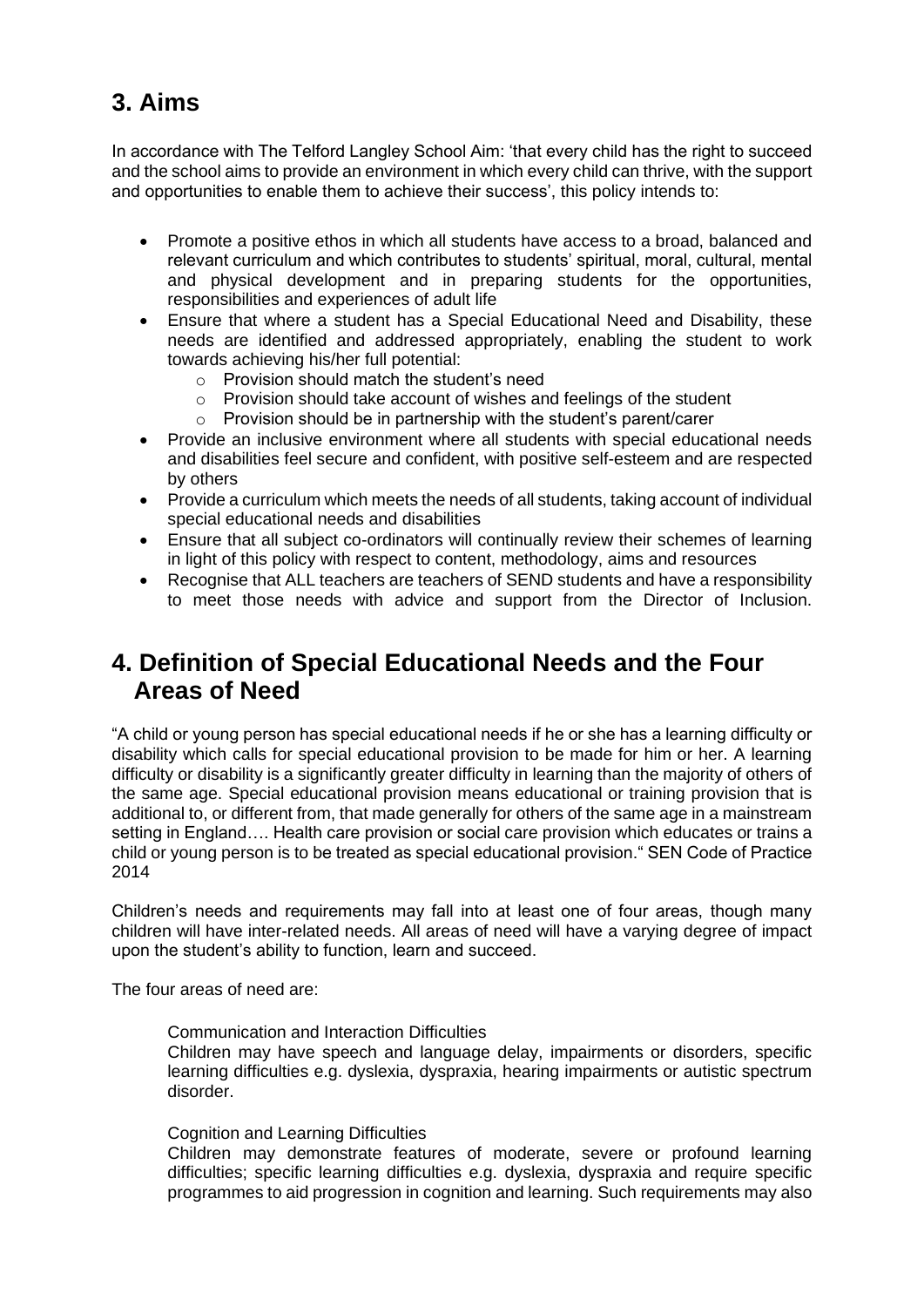## 3. Aims

In accordance with The Telford Langley School Aim: 'that every child has the right to succeed and the school aims to provide an environment in which every child can thrive, with the support and opportunities to enable them to achieve their success', this policy intends to:

- Promote a positive ethos in which all students have access to a broad, balanced and relevant curriculum and which contributes to students' spiritual, moral, cultural, mental and physical development and in preparing students for the opportunities, responsibilities and experiences of adult life
- Ensure that where a student has a Special Educational Need and Disability, these needs are identified and addressed appropriately, enabling the student to work towards achieving his/her full potential:
  - Provision should match the student's need
  - Provision should take account of wishes and feelings of the student
  - Provision should be in partnership with the student's parent/carer
- Provide an inclusive environment where all students with special educational needs and disabilities feel secure and confident, with positive self-esteem and are respected by others
- Provide a curriculum which meets the needs of all students, taking account of individual special educational needs and disabilities
- Ensure that all subject co-ordinators will continually review their schemes of learning in light of this policy with respect to content, methodology, aims and resources
- Recognise that ALL teachers are teachers of SEND students and have a responsibility to meet those needs with advice and support from the Director of Inclusion.

## 4. Definition of Special Educational Needs and the Four Areas of Need

"A child or young person has special educational needs if he or she has a learning difficulty or disability which calls for special educational provision to be made for him or her. A learning difficulty or disability is a significantly greater difficulty in learning than the majority of others of the same age. Special educational provision means educational or training provision that is additional to, or different from, that made generally for others of the same age in a mainstream setting in England…. Health care provision or social care provision which educates or trains a child or young person is to be treated as special educational provision." SEN Code of Practice 2014

Children's needs and requirements may fall into at least one of four areas, though many children will have inter-related needs. All areas of need will have a varying degree of impact upon the student's ability to function, learn and succeed.

The four areas of need are:

Communication and Interaction Difficulties
Children may have speech and language delay, impairments or disorders, specific learning difficulties e.g. dyslexia, dyspraxia, hearing impairments or autistic spectrum disorder.

Cognition and Learning Difficulties
Children may demonstrate features of moderate, severe or profound learning difficulties; specific learning difficulties e.g. dyslexia, dyspraxia and require specific programmes to aid progression in cognition and learning. Such requirements may also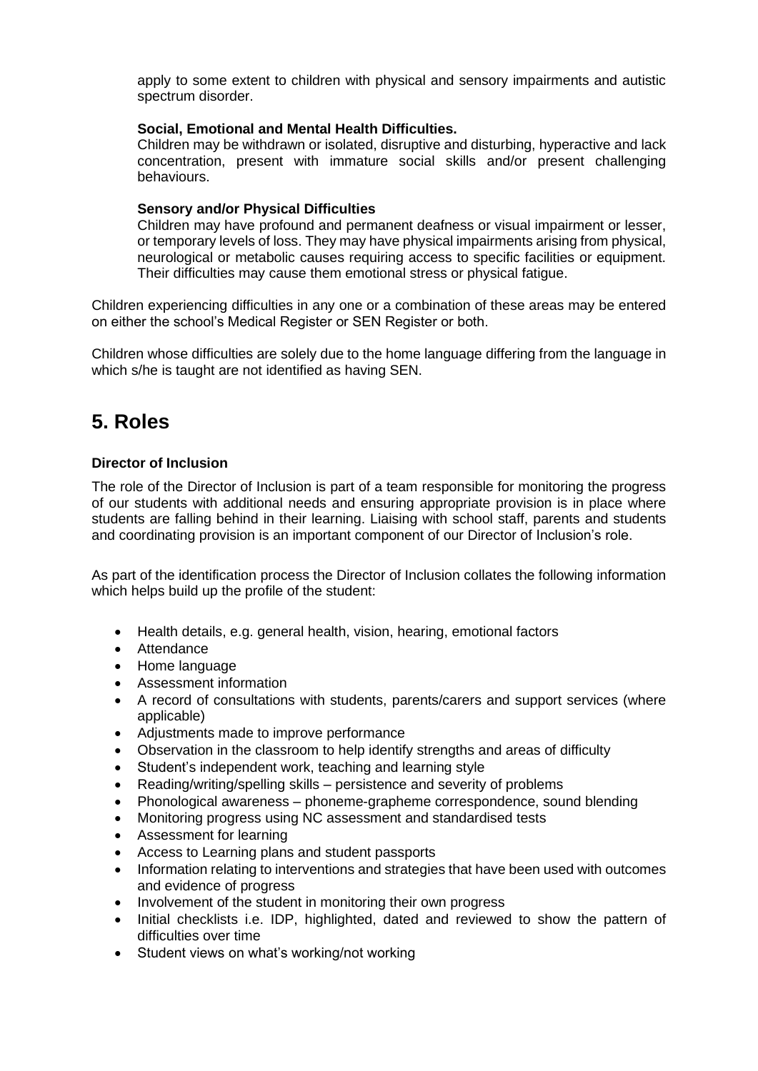apply to some extent to children with physical and sensory impairments and autistic spectrum disorder.

**Social, Emotional and Mental Health Difficulties.**
Children may be withdrawn or isolated, disruptive and disturbing, hyperactive and lack concentration, present with immature social skills and/or present challenging behaviours.

**Sensory and/or Physical Difficulties**
Children may have profound and permanent deafness or visual impairment or lesser, or temporary levels of loss. They may have physical impairments arising from physical, neurological or metabolic causes requiring access to specific facilities or equipment. Their difficulties may cause them emotional stress or physical fatigue.

Children experiencing difficulties in any one or a combination of these areas may be entered on either the school's Medical Register or SEN Register or both.

Children whose difficulties are solely due to the home language differing from the language in which s/he is taught are not identified as having SEN.

## 5. Roles

**Director of Inclusion**

The role of the Director of Inclusion is part of a team responsible for monitoring the progress of our students with additional needs and ensuring appropriate provision is in place where students are falling behind in their learning. Liaising with school staff, parents and students and coordinating provision is an important component of our Director of Inclusion's role.

As part of the identification process the Director of Inclusion collates the following information which helps build up the profile of the student:

- Health details, e.g. general health, vision, hearing, emotional factors
- Attendance
- Home language
- Assessment information
- A record of consultations with students, parents/carers and support services (where applicable)
- Adjustments made to improve performance
- Observation in the classroom to help identify strengths and areas of difficulty
- Student's independent work, teaching and learning style
- Reading/writing/spelling skills – persistence and severity of problems
- Phonological awareness – phoneme-grapheme correspondence, sound blending
- Monitoring progress using NC assessment and standardised tests
- Assessment for learning
- Access to Learning plans and student passports
- Information relating to interventions and strategies that have been used with outcomes and evidence of progress
- Involvement of the student in monitoring their own progress
- Initial checklists i.e. IDP, highlighted, dated and reviewed to show the pattern of difficulties over time
- Student views on what's working/not working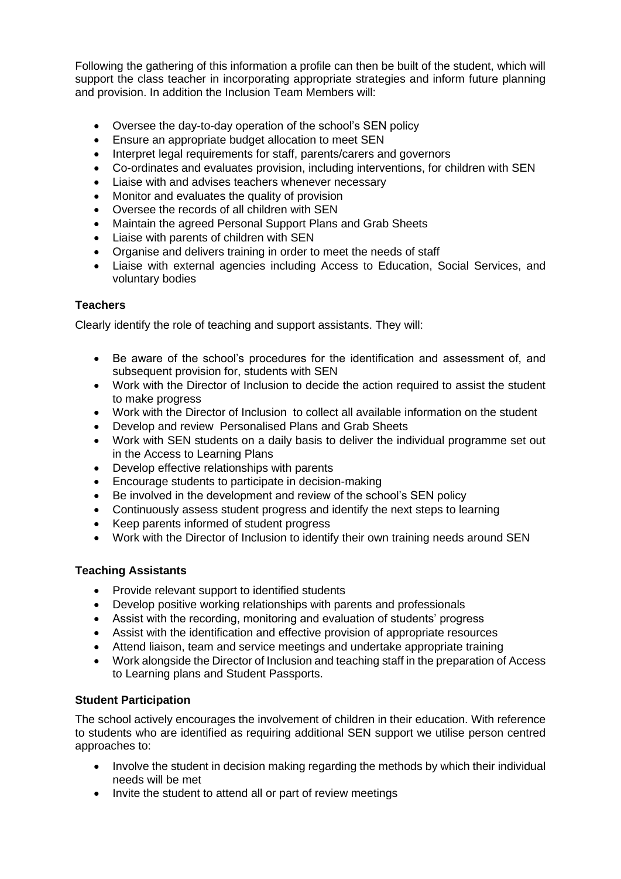Following the gathering of this information a profile can then be built of the student, which will support the class teacher in incorporating appropriate strategies and inform future planning and provision. In addition the Inclusion Team Members will:

- Oversee the day-to-day operation of the school's SEN policy
- Ensure an appropriate budget allocation to meet SEN
- Interpret legal requirements for staff, parents/carers and governors
- Co-ordinates and evaluates provision, including interventions, for children with SEN
- Liaise with and advises teachers whenever necessary
- Monitor and evaluates the quality of provision
- Oversee the records of all children with SEN
- Maintain the agreed Personal Support Plans and Grab Sheets
- Liaise with parents of children with SEN
- Organise and delivers training in order to meet the needs of staff
- Liaise with external agencies including Access to Education, Social Services, and voluntary bodies

**Teachers**

Clearly identify the role of teaching and support assistants. They will:

- Be aware of the school's procedures for the identification and assessment of, and subsequent provision for, students with SEN
- Work with the Director of Inclusion to decide the action required to assist the student to make progress
- Work with the Director of Inclusion to collect all available information on the student
- Develop and review Personalised Plans and Grab Sheets
- Work with SEN students on a daily basis to deliver the individual programme set out in the Access to Learning Plans
- Develop effective relationships with parents
- Encourage students to participate in decision-making
- Be involved in the development and review of the school's SEN policy
- Continuously assess student progress and identify the next steps to learning
- Keep parents informed of student progress
- Work with the Director of Inclusion to identify their own training needs around SEN

**Teaching Assistants**

- Provide relevant support to identified students
- Develop positive working relationships with parents and professionals
- Assist with the recording, monitoring and evaluation of students' progress
- Assist with the identification and effective provision of appropriate resources
- Attend liaison, team and service meetings and undertake appropriate training
- Work alongside the Director of Inclusion and teaching staff in the preparation of Access to Learning plans and Student Passports.

**Student Participation**

The school actively encourages the involvement of children in their education. With reference to students who are identified as requiring additional SEN support we utilise person centred approaches to:

- Involve the student in decision making regarding the methods by which their individual needs will be met
- Invite the student to attend all or part of review meetings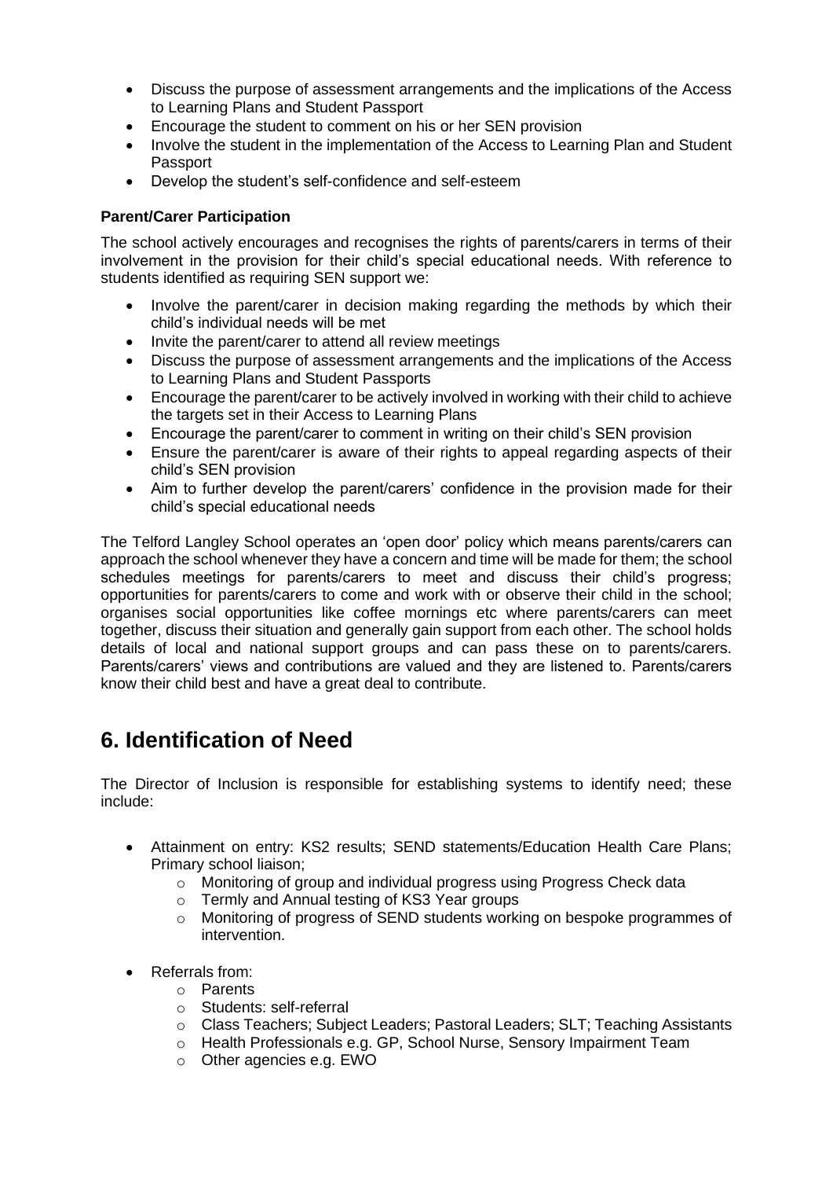- Discuss the purpose of assessment arrangements and the implications of the Access to Learning Plans and Student Passport
- Encourage the student to comment on his or her SEN provision
- Involve the student in the implementation of the Access to Learning Plan and Student Passport
- Develop the student's self-confidence and self-esteem

**Parent/Carer Participation**

The school actively encourages and recognises the rights of parents/carers in terms of their involvement in the provision for their child's special educational needs. With reference to students identified as requiring SEN support we:

- Involve the parent/carer in decision making regarding the methods by which their child's individual needs will be met
- Invite the parent/carer to attend all review meetings
- Discuss the purpose of assessment arrangements and the implications of the Access to Learning Plans and Student Passports
- Encourage the parent/carer to be actively involved in working with their child to achieve the targets set in their Access to Learning Plans
- Encourage the parent/carer to comment in writing on their child's SEN provision
- Ensure the parent/carer is aware of their rights to appeal regarding aspects of their child's SEN provision
- Aim to further develop the parent/carers' confidence in the provision made for their child's special educational needs

The Telford Langley School operates an 'open door' policy which means parents/carers can approach the school whenever they have a concern and time will be made for them; the school schedules meetings for parents/carers to meet and discuss their child's progress; opportunities for parents/carers to come and work with or observe their child in the school; organises social opportunities like coffee mornings etc where parents/carers can meet together, discuss their situation and generally gain support from each other. The school holds details of local and national support groups and can pass these on to parents/carers. Parents/carers' views and contributions are valued and they are listened to. Parents/carers know their child best and have a great deal to contribute.

# 6. Identification of Need

The Director of Inclusion is responsible for establishing systems to identify need; these include:

- Attainment on entry: KS2 results; SEND statements/Education Health Care Plans; Primary school liaison;
    - Monitoring of group and individual progress using Progress Check data
    - Termly and Annual testing of KS3 Year groups
    - Monitoring of progress of SEND students working on bespoke programmes of intervention.

- Referrals from:
    - Parents
    - Students: self-referral
    - Class Teachers; Subject Leaders; Pastoral Leaders; SLT; Teaching Assistants
    - Health Professionals e.g. GP, School Nurse, Sensory Impairment Team
    - Other agencies e.g. EWO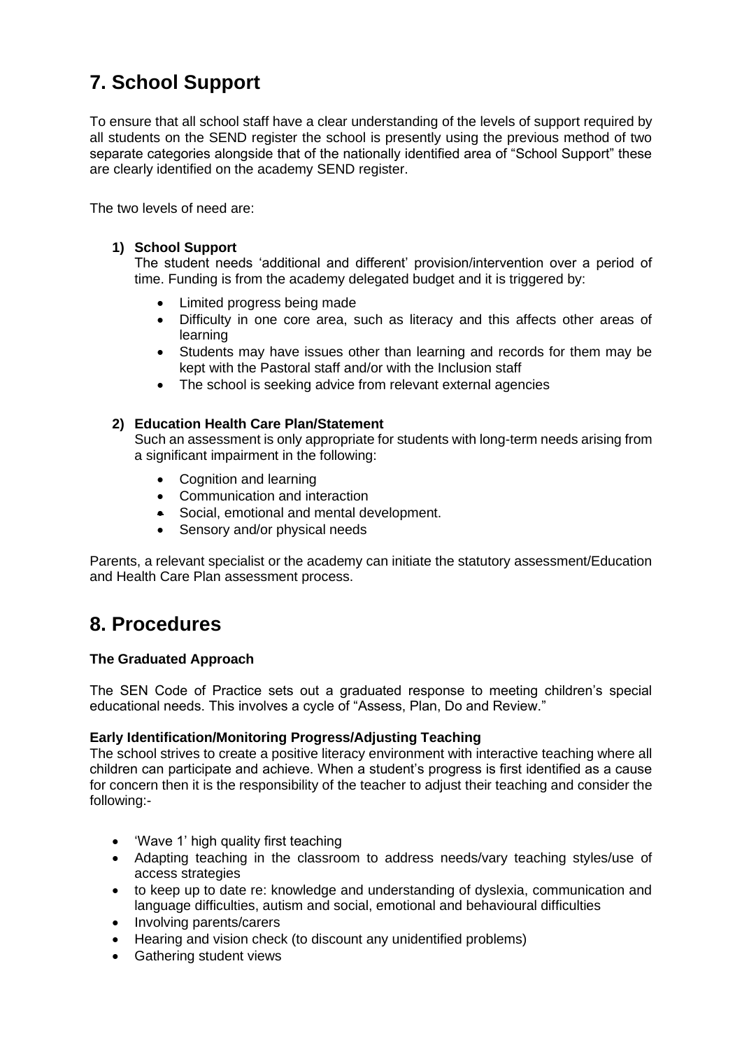## 7. School Support

To ensure that all school staff have a clear understanding of the levels of support required by all students on the SEND register the school is presently using the previous method of two separate categories alongside that of the nationally identified area of "School Support" these are clearly identified on the academy SEND register.

The two levels of need are:

1) **School Support**
   The student needs 'additional and different' provision/intervention over a period of time. Funding is from the academy delegated budget and it is triggered by:

   - Limited progress being made
   - Difficulty in one core area, such as literacy and this affects other areas of learning
   - Students may have issues other than learning and records for them may be kept with the Pastoral staff and/or with the Inclusion staff
   - The school is seeking advice from relevant external agencies

2) **Education Health Care Plan/Statement**
   Such an assessment is only appropriate for students with long-term needs arising from a significant impairment in the following:

   - Cognition and learning
   - Communication and interaction
   - Social, emotional and mental development.
   - Sensory and/or physical needs

Parents, a relevant specialist or the academy can initiate the statutory assessment/Education and Health Care Plan assessment process.

## 8. Procedures

**The Graduated Approach**

The SEN Code of Practice sets out a graduated response to meeting children's special educational needs. This involves a cycle of "Assess, Plan, Do and Review."

**Early Identification/Monitoring Progress/Adjusting Teaching**

The school strives to create a positive literacy environment with interactive teaching where all children can participate and achieve. When a student's progress is first identified as a cause for concern then it is the responsibility of the teacher to adjust their teaching and consider the following:-

- 'Wave 1' high quality first teaching
- Adapting teaching in the classroom to address needs/vary teaching styles/use of access strategies
- to keep up to date re: knowledge and understanding of dyslexia, communication and language difficulties, autism and social, emotional and behavioural difficulties
- Involving parents/carers
- Hearing and vision check (to discount any unidentified problems)
- Gathering student views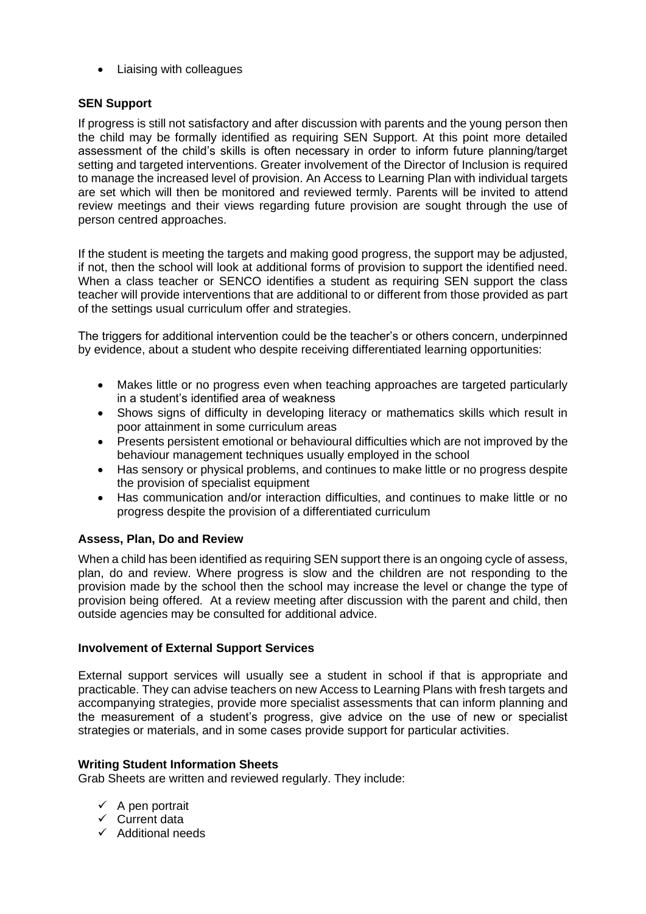- Liaising with colleagues

### SEN Support

If progress is still not satisfactory and after discussion with parents and the young person then the child may be formally identified as requiring SEN Support. At this point more detailed assessment of the child's skills is often necessary in order to inform future planning/target setting and targeted interventions. Greater involvement of the Director of Inclusion is required to manage the increased level of provision. An Access to Learning Plan with individual targets are set which will then be monitored and reviewed termly. Parents will be invited to attend review meetings and their views regarding future provision are sought through the use of person centred approaches.

If the student is meeting the targets and making good progress, the support may be adjusted, if not, then the school will look at additional forms of provision to support the identified need. When a class teacher or SENCO identifies a student as requiring SEN support the class teacher will provide interventions that are additional to or different from those provided as part of the settings usual curriculum offer and strategies.

The triggers for additional intervention could be the teacher's or others concern, underpinned by evidence, about a student who despite receiving differentiated learning opportunities:

- Makes little or no progress even when teaching approaches are targeted particularly in a student's identified area of weakness
- Shows signs of difficulty in developing literacy or mathematics skills which result in poor attainment in some curriculum areas
- Presents persistent emotional or behavioural difficulties which are not improved by the behaviour management techniques usually employed in the school
- Has sensory or physical problems, and continues to make little or no progress despite the provision of specialist equipment
- Has communication and/or interaction difficulties, and continues to make little or no progress despite the provision of a differentiated curriculum

### Assess, Plan, Do and Review

When a child has been identified as requiring SEN support there is an ongoing cycle of assess, plan, do and review. Where progress is slow and the children are not responding to the provision made by the school then the school may increase the level or change the type of provision being offered. At a review meeting after discussion with the parent and child, then outside agencies may be consulted for additional advice.

### Involvement of External Support Services

External support services will usually see a student in school if that is appropriate and practicable. They can advise teachers on new Access to Learning Plans with fresh targets and accompanying strategies, provide more specialist assessments that can inform planning and the measurement of a student's progress, give advice on the use of new or specialist strategies or materials, and in some cases provide support for particular activities.

### Writing Student Information Sheets

Grab Sheets are written and reviewed regularly. They include:

- ✓ A pen portrait
- ✓ Current data
- ✓ Additional needs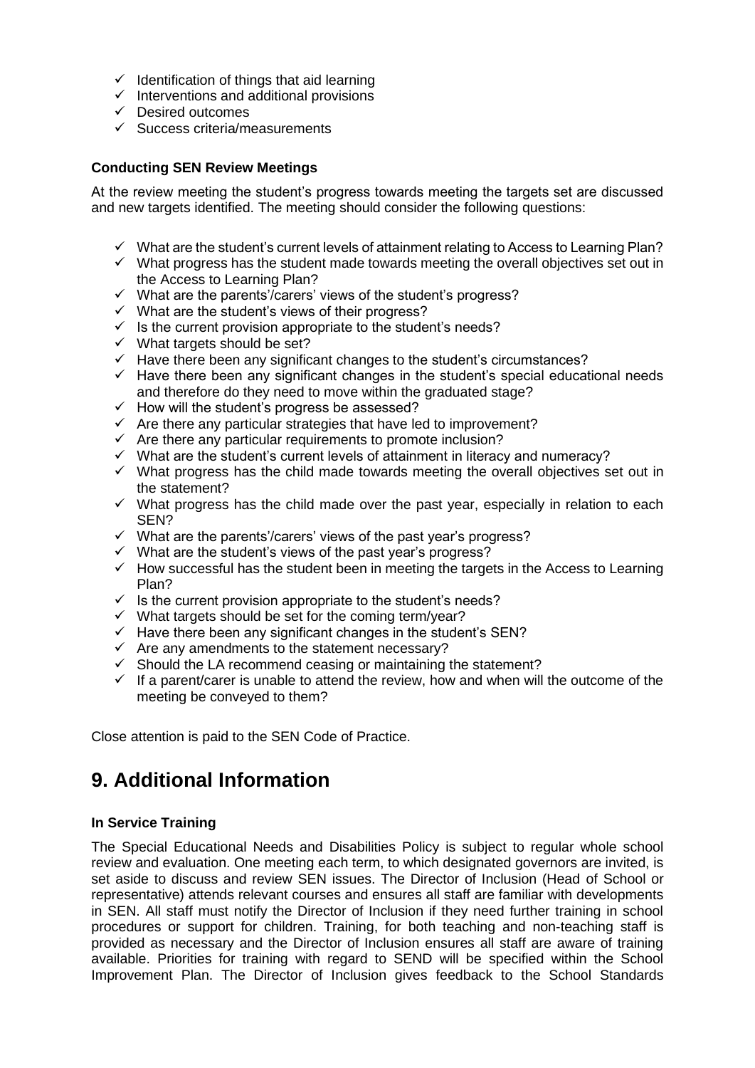- ✓ Identification of things that aid learning
- ✓ Interventions and additional provisions
- ✓ Desired outcomes
- ✓ Success criteria/measurements

**Conducting SEN Review Meetings**

At the review meeting the student's progress towards meeting the targets set are discussed and new targets identified. The meeting should consider the following questions:

- ✓ What are the student's current levels of attainment relating to Access to Learning Plan?
- ✓ What progress has the student made towards meeting the overall objectives set out in the Access to Learning Plan?
- ✓ What are the parents'/carers' views of the student's progress?
- ✓ What are the student's views of their progress?
- ✓ Is the current provision appropriate to the student's needs?
- ✓ What targets should be set?
- ✓ Have there been any significant changes to the student's circumstances?
- ✓ Have there been any significant changes in the student's special educational needs and therefore do they need to move within the graduated stage?
- ✓ How will the student's progress be assessed?
- ✓ Are there any particular strategies that have led to improvement?
- ✓ Are there any particular requirements to promote inclusion?
- ✓ What are the student's current levels of attainment in literacy and numeracy?
- ✓ What progress has the child made towards meeting the overall objectives set out in the statement?
- ✓ What progress has the child made over the past year, especially in relation to each SEN?
- ✓ What are the parents'/carers' views of the past year's progress?
- ✓ What are the student's views of the past year's progress?
- ✓ How successful has the student been in meeting the targets in the Access to Learning Plan?
- ✓ Is the current provision appropriate to the student's needs?
- ✓ What targets should be set for the coming term/year?
- ✓ Have there been any significant changes in the student's SEN?
- ✓ Are any amendments to the statement necessary?
- ✓ Should the LA recommend ceasing or maintaining the statement?
- ✓ If a parent/carer is unable to attend the review, how and when will the outcome of the meeting be conveyed to them?

Close attention is paid to the SEN Code of Practice.

# 9. Additional Information

**In Service Training**

The Special Educational Needs and Disabilities Policy is subject to regular whole school review and evaluation. One meeting each term, to which designated governors are invited, is set aside to discuss and review SEN issues. The Director of Inclusion (Head of School or representative) attends relevant courses and ensures all staff are familiar with developments in SEN. All staff must notify the Director of Inclusion if they need further training in school procedures or support for children. Training, for both teaching and non-teaching staff is provided as necessary and the Director of Inclusion ensures all staff are aware of training available. Priorities for training with regard to SEND will be specified within the School Improvement Plan. The Director of Inclusion gives feedback to the School Standards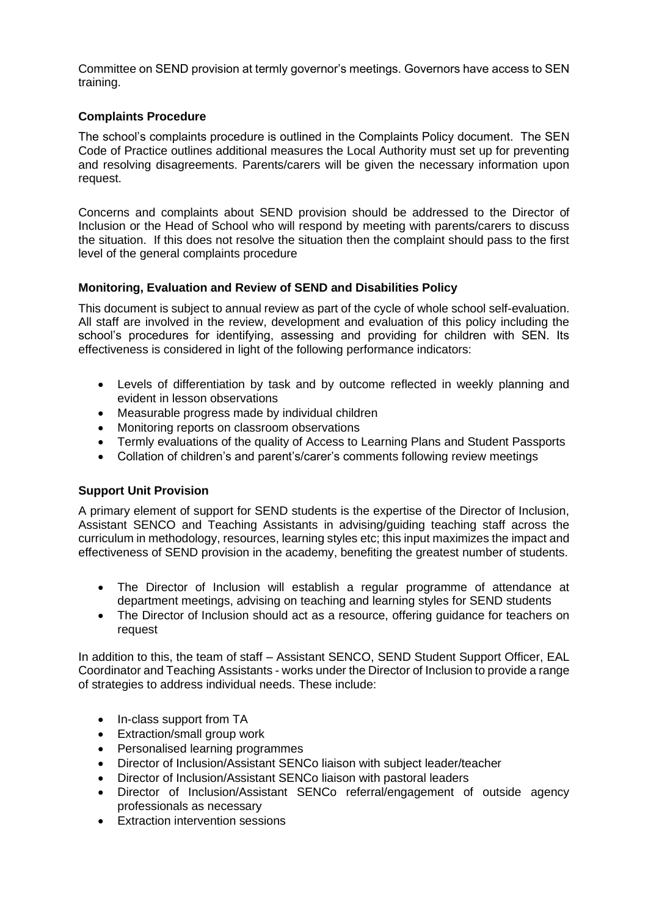Committee on SEND provision at termly governor's meetings. Governors have access to SEN training.

**Complaints Procedure**

The school's complaints procedure is outlined in the Complaints Policy document. The SEN Code of Practice outlines additional measures the Local Authority must set up for preventing and resolving disagreements. Parents/carers will be given the necessary information upon request.

Concerns and complaints about SEND provision should be addressed to the Director of Inclusion or the Head of School who will respond by meeting with parents/carers to discuss the situation. If this does not resolve the situation then the complaint should pass to the first level of the general complaints procedure

**Monitoring, Evaluation and Review of SEND and Disabilities Policy**

This document is subject to annual review as part of the cycle of whole school self-evaluation. All staff are involved in the review, development and evaluation of this policy including the school's procedures for identifying, assessing and providing for children with SEN. Its effectiveness is considered in light of the following performance indicators:

- Levels of differentiation by task and by outcome reflected in weekly planning and evident in lesson observations
- Measurable progress made by individual children
- Monitoring reports on classroom observations
- Termly evaluations of the quality of Access to Learning Plans and Student Passports
- Collation of children's and parent's/carer's comments following review meetings

**Support Unit Provision**

A primary element of support for SEND students is the expertise of the Director of Inclusion, Assistant SENCO and Teaching Assistants in advising/guiding teaching staff across the curriculum in methodology, resources, learning styles etc; this input maximizes the impact and effectiveness of SEND provision in the academy, benefiting the greatest number of students.

- The Director of Inclusion will establish a regular programme of attendance at department meetings, advising on teaching and learning styles for SEND students
- The Director of Inclusion should act as a resource, offering guidance for teachers on request

In addition to this, the team of staff – Assistant SENCO, SEND Student Support Officer, EAL Coordinator and Teaching Assistants - works under the Director of Inclusion to provide a range of strategies to address individual needs. These include:

- In-class support from TA
- Extraction/small group work
- Personalised learning programmes
- Director of Inclusion/Assistant SENCo liaison with subject leader/teacher
- Director of Inclusion/Assistant SENCo liaison with pastoral leaders
- Director of Inclusion/Assistant SENCo referral/engagement of outside agency professionals as necessary
- Extraction intervention sessions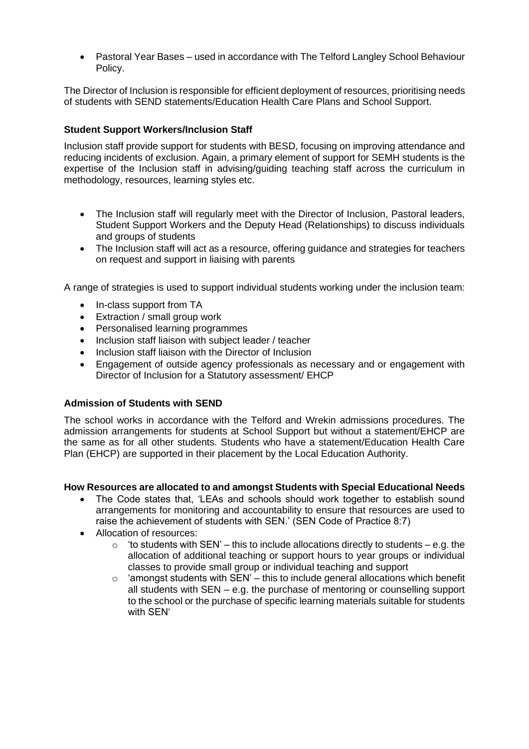- Pastoral Year Bases – used in accordance with The Telford Langley School Behaviour Policy.

The Director of Inclusion is responsible for efficient deployment of resources, prioritising needs of students with SEND statements/Education Health Care Plans and School Support.

**Student Support Workers/Inclusion Staff**

Inclusion staff provide support for students with BESD, focusing on improving attendance and reducing incidents of exclusion. Again, a primary element of support for SEMH students is the expertise of the Inclusion staff in advising/guiding teaching staff across the curriculum in methodology, resources, learning styles etc.

- The Inclusion staff will regularly meet with the Director of Inclusion, Pastoral leaders, Student Support Workers and the Deputy Head (Relationships) to discuss individuals and groups of students
- The Inclusion staff will act as a resource, offering guidance and strategies for teachers on request and support in liaising with parents

A range of strategies is used to support individual students working under the inclusion team:

- In-class support from TA
- Extraction / small group work
- Personalised learning programmes
- Inclusion staff liaison with subject leader / teacher
- Inclusion staff liaison with the Director of Inclusion
- Engagement of outside agency professionals as necessary and or engagement with Director of Inclusion for a Statutory assessment/ EHCP

**Admission of Students with SEND**

The school works in accordance with the Telford and Wrekin admissions procedures. The admission arrangements for students at School Support but without a statement/EHCP are the same as for all other students. Students who have a statement/Education Health Care Plan (EHCP) are supported in their placement by the Local Education Authority.

**How Resources are allocated to and amongst Students with Special Educational Needs**

- The Code states that, 'LEAs and schools should work together to establish sound arrangements for monitoring and accountability to ensure that resources are used to raise the achievement of students with SEN.' (SEN Code of Practice 8:7)
- Allocation of resources:
  - 'to students with SEN' – this to include allocations directly to students – e.g. the allocation of additional teaching or support hours to year groups or individual classes to provide small group or individual teaching and support
  - 'amongst students with SEN' – this to include general allocations which benefit all students with SEN – e.g. the purchase of mentoring or counselling support to the school or the purchase of specific learning materials suitable for students with SEN'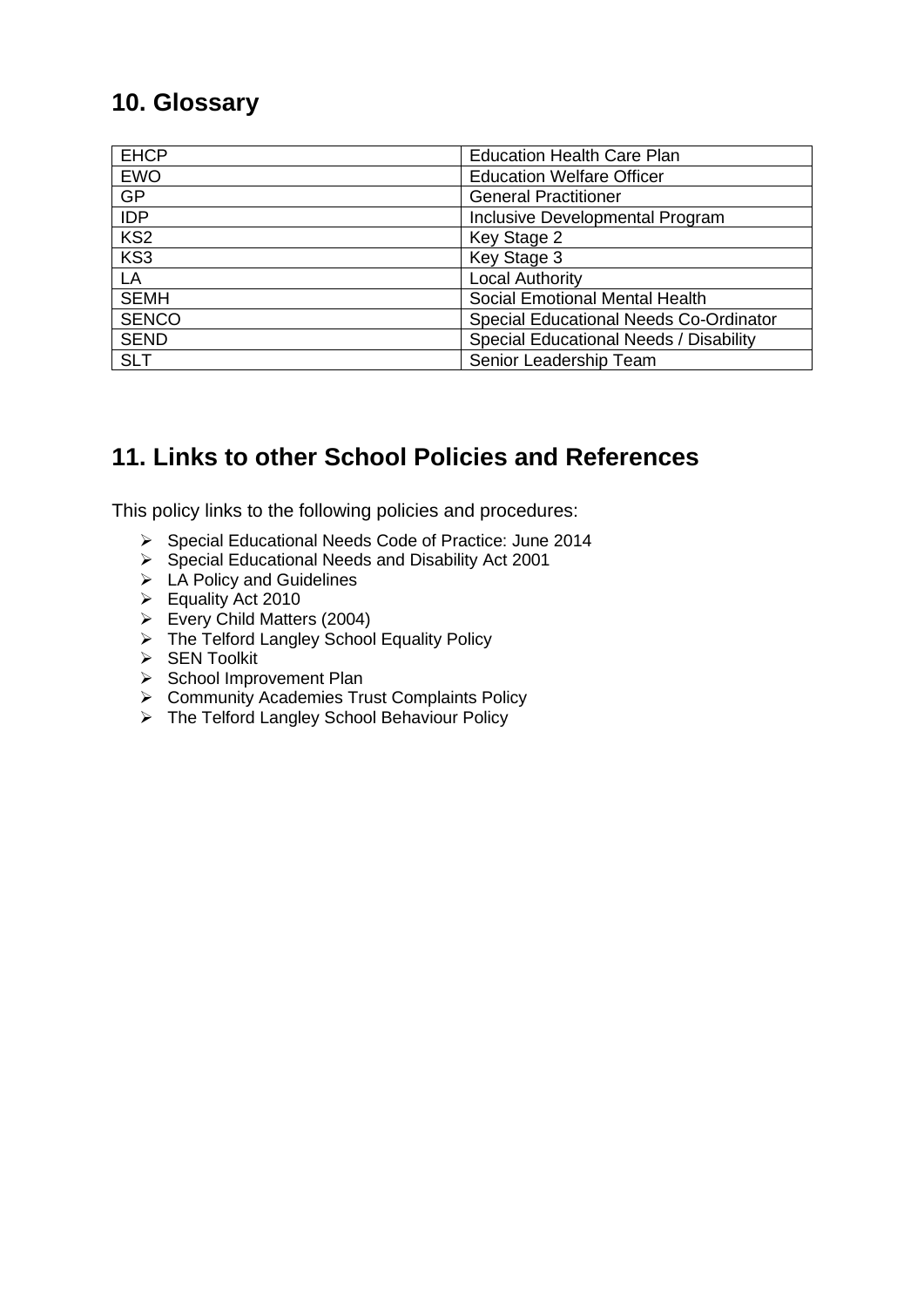## 10. Glossary

| | |
|---|---|
| EHCP | Education Health Care Plan |
| EWO | Education Welfare Officer |
| GP | General Practitioner |
| IDP | Inclusive Developmental Program |
| KS2 | Key Stage 2 |
| KS3 | Key Stage 3 |
| LA | Local Authority |
| SEMH | Social Emotional Mental Health |
| SENCO | Special Educational Needs Co-Ordinator |
| SEND | Special Educational Needs / Disability |
| SLT | Senior Leadership Team |

## 11. Links to other School Policies and References

This policy links to the following policies and procedures:

- Special Educational Needs Code of Practice: June 2014
- Special Educational Needs and Disability Act 2001
- LA Policy and Guidelines
- Equality Act 2010
- Every Child Matters (2004)
- The Telford Langley School Equality Policy
- SEN Toolkit
- School Improvement Plan
- Community Academies Trust Complaints Policy
- The Telford Langley School Behaviour Policy